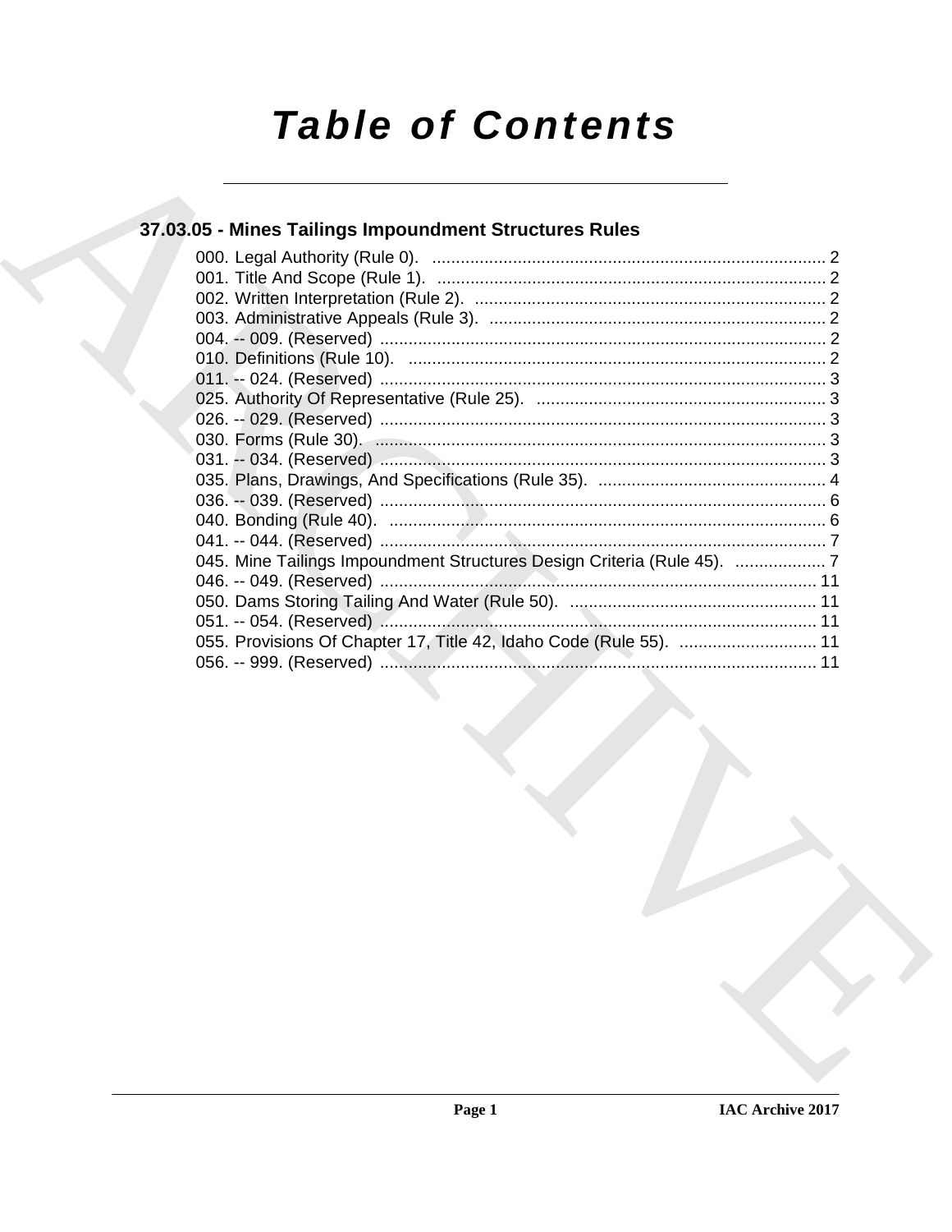# Table of Contents

## 37.03.05 - Mines Tailings Impoundment Structures Rules

000. Legal Authority (Rule 0). ..................................................................................... 2
001. Title And Scope (Rule 1). ..................................................................................... 2
002. Written Interpretation (Rule 2). ............................................................................ 2
003. Administrative Appeals (Rule 3). ......................................................................... 2
004. -- 009. (Reserved) ................................................................................................ 2
010. Definitions (Rule 10). ........................................................................................... 2
011. -- 024. (Reserved) ................................................................................................ 3
025. Authority Of Representative (Rule 25). ............................................................... 3
026. -- 029. (Reserved) ................................................................................................ 3
030. Forms (Rule 30). .................................................................................................. 3
031. -- 034. (Reserved) ................................................................................................ 3
035. Plans, Drawings, And Specifications (Rule 35). .................................................. 4
036. -- 039. (Reserved) ................................................................................................ 6
040. Bonding (Rule 40). ............................................................................................... 6
041. -- 044. (Reserved) ................................................................................................ 7
045. Mine Tailings Impoundment Structures Design Criteria (Rule 45). ................... 7
046. -- 049. (Reserved) .............................................................................................. 11
050. Dams Storing Tailing And Water (Rule 50). ...................................................... 11
051. -- 054. (Reserved) .............................................................................................. 11
055. Provisions Of Chapter 17, Title 42, Idaho Code (Rule 55). ............................. 11
056. -- 999. (Reserved) .............................................................................................. 11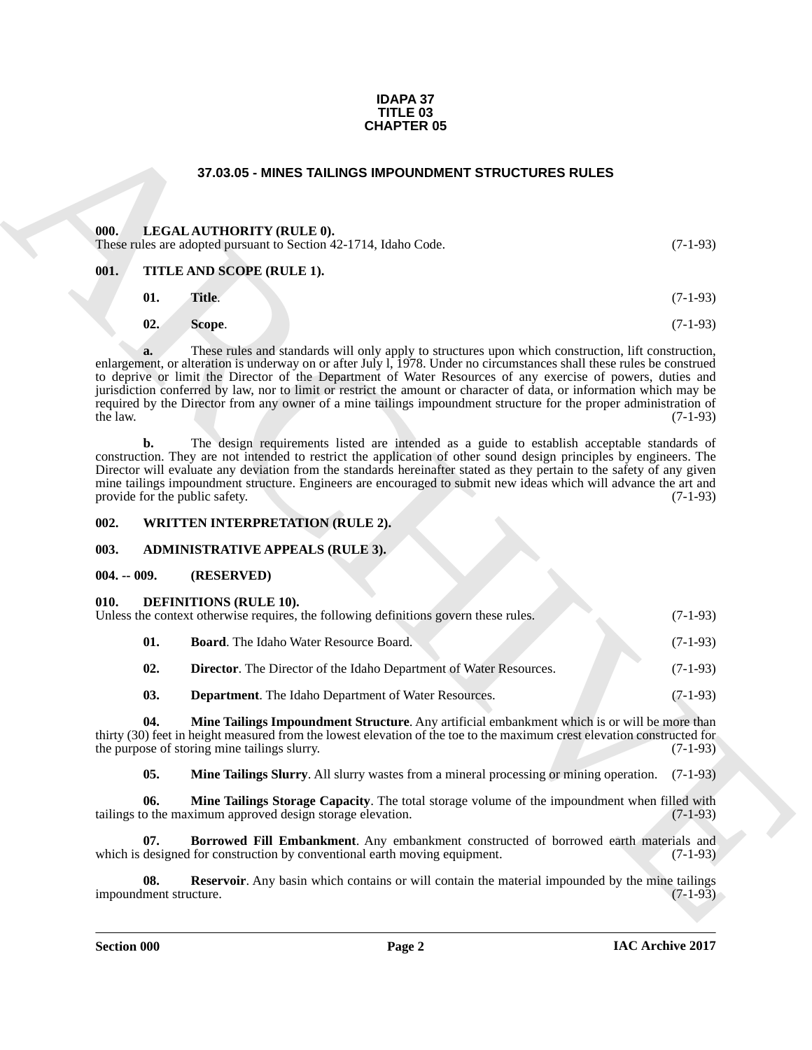**IDAPA 37**
**TITLE 03**
**CHAPTER 05**

# 37.03.05 - MINES TAILINGS IMPOUNDMENT STRUCTURES RULES

## 000. LEGAL AUTHORITY (RULE 0).

These rules are adopted pursuant to Section 42-1714, Idaho Code. (7-1-93)

## 001. TITLE AND SCOPE (RULE 1).

**01. Title**. (7-1-93)

**02. Scope**. (7-1-93)

**a.** These rules and standards will only apply to structures upon which construction, lift construction, enlargement, or alteration is underway on or after July l, 1978. Under no circumstances shall these rules be construed to deprive or limit the Director of the Department of Water Resources of any exercise of powers, duties and jurisdiction conferred by law, nor to limit or restrict the amount or character of data, or information which may be required by the Director from any owner of a mine tailings impoundment structure for the proper administration of the law. (7-1-93)

**b.** The design requirements listed are intended as a guide to establish acceptable standards of construction. They are not intended to restrict the application of other sound design principles by engineers. The Director will evaluate any deviation from the standards hereinafter stated as they pertain to the safety of any given mine tailings impoundment structure. Engineers are encouraged to submit new ideas which will advance the art and provide for the public safety. (7-1-93)

## 002. WRITTEN INTERPRETATION (RULE 2).

## 003. ADMINISTRATIVE APPEALS (RULE 3).

## 004. -- 009. (RESERVED)

## 010. DEFINITIONS (RULE 10).

Unless the context otherwise requires, the following definitions govern these rules. (7-1-93)

**01. Board**. The Idaho Water Resource Board. (7-1-93)

**02. Director**. The Director of the Idaho Department of Water Resources. (7-1-93)

**03. Department**. The Idaho Department of Water Resources. (7-1-93)

**04. Mine Tailings Impoundment Structure**. Any artificial embankment which is or will be more than thirty (30) feet in height measured from the lowest elevation of the toe to the maximum crest elevation constructed for the purpose of storing mine tailings slurry. (7-1-93)

**05. Mine Tailings Slurry**. All slurry wastes from a mineral processing or mining operation. (7-1-93)

**06. Mine Tailings Storage Capacity**. The total storage volume of the impoundment when filled with tailings to the maximum approved design storage elevation. (7-1-93)

**07. Borrowed Fill Embankment**. Any embankment constructed of borrowed earth materials and which is designed for construction by conventional earth moving equipment. (7-1-93)

**08. Reservoir**. Any basin which contains or will contain the material impounded by the mine tailings impoundment structure. (7-1-93)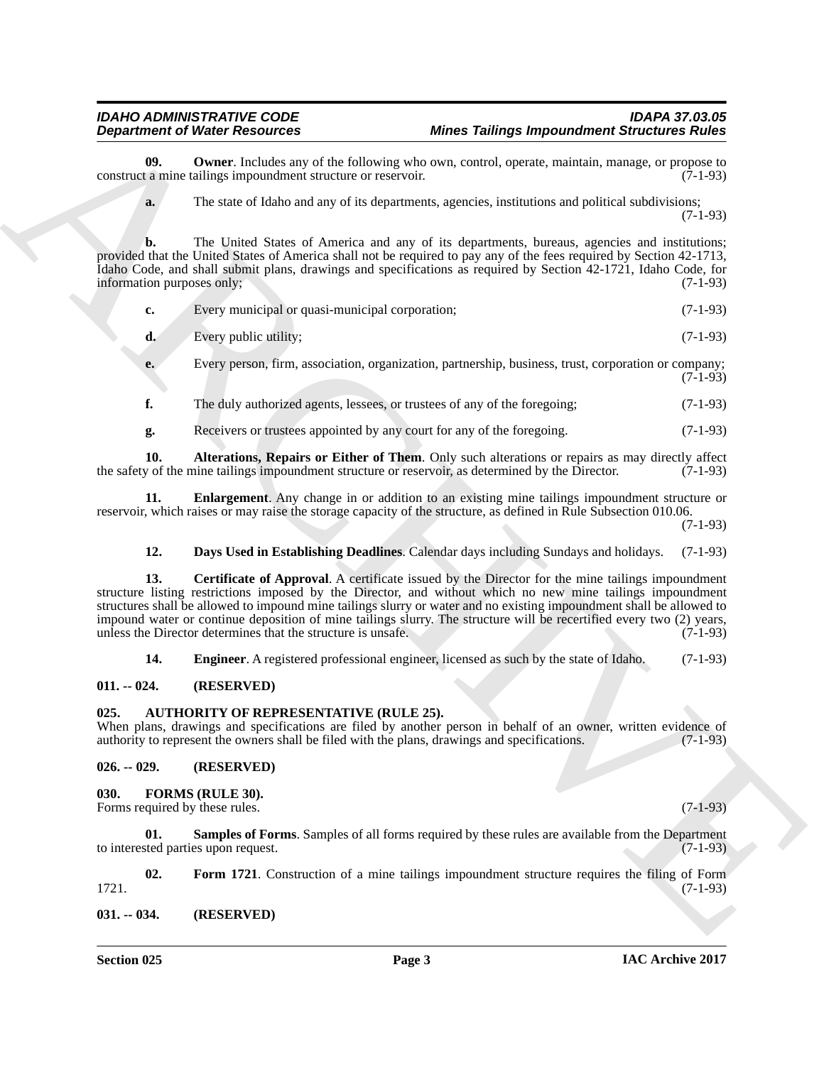**09. Owner**. Includes any of the following who own, control, operate, maintain, manage, or propose to construct a mine tailings impoundment structure or reservoir. (7-1-93)

**a.** The state of Idaho and any of its departments, agencies, institutions and political subdivisions; (7-1-93)

**b.** The United States of America and any of its departments, bureaus, agencies and institutions; provided that the United States of America shall not be required to pay any of the fees required by Section 42-1713, Idaho Code, and shall submit plans, drawings and specifications as required by Section 42-1721, Idaho Code, for information purposes only; (7-1-93)

**c.** Every municipal or quasi-municipal corporation; (7-1-93)

**d.** Every public utility; (7-1-93)

**e.** Every person, firm, association, organization, partnership, business, trust, corporation or company; (7-1-93)

**f.** The duly authorized agents, lessees, or trustees of any of the foregoing; (7-1-93)

**g.** Receivers or trustees appointed by any court for any of the foregoing. (7-1-93)

**10. Alterations, Repairs or Either of Them**. Only such alterations or repairs as may directly affect the safety of the mine tailings impoundment structure or reservoir, as determined by the Director. (7-1-93)

**11. Enlargement**. Any change in or addition to an existing mine tailings impoundment structure or reservoir, which raises or may raise the storage capacity of the structure, as defined in Rule Subsection 010.06. (7-1-93)

**12. Days Used in Establishing Deadlines**. Calendar days including Sundays and holidays. (7-1-93)

**13. Certificate of Approval**. A certificate issued by the Director for the mine tailings impoundment structure listing restrictions imposed by the Director, and without which no new mine tailings impoundment structures shall be allowed to impound mine tailings slurry or water and no existing impoundment shall be allowed to impound water or continue deposition of mine tailings slurry. The structure will be recertified every two (2) years, unless the Director determines that the structure is unsafe. (7-1-93)

**14. Engineer**. A registered professional engineer, licensed as such by the state of Idaho. (7-1-93)

## 011. -- 024. (RESERVED)

## 025. AUTHORITY OF REPRESENTATIVE (RULE 25).

When plans, drawings and specifications are filed by another person in behalf of an owner, written evidence of authority to represent the owners shall be filed with the plans, drawings and specifications. (7-1-93)

## 026. -- 029. (RESERVED)

## 030. FORMS (RULE 30).

Forms required by these rules. (7-1-93)

**01. Samples of Forms**. Samples of all forms required by these rules are available from the Department to interested parties upon request. (7-1-93)

**02. Form 1721**. Construction of a mine tailings impoundment structure requires the filing of Form 1721. (7-1-93)

## 031. -- 034. (RESERVED)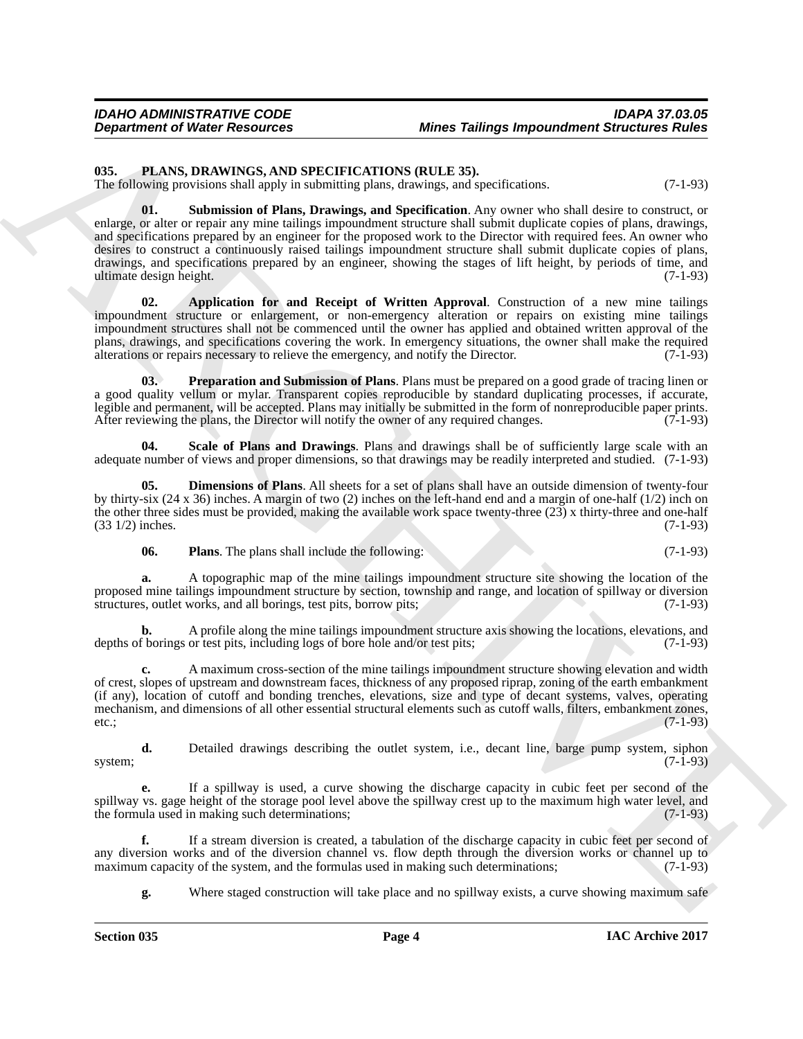## 035. PLANS, DRAWINGS, AND SPECIFICATIONS (RULE 35).

The following provisions shall apply in submitting plans, drawings, and specifications. (7-1-93)

**01. Submission of Plans, Drawings, and Specification**. Any owner who shall desire to construct, or enlarge, or alter or repair any mine tailings impoundment structure shall submit duplicate copies of plans, drawings, and specifications prepared by an engineer for the proposed work to the Director with required fees. An owner who desires to construct a continuously raised tailings impoundment structure shall submit duplicate copies of plans, drawings, and specifications prepared by an engineer, showing the stages of lift height, by periods of time, and ultimate design height. (7-1-93)

**02. Application for and Receipt of Written Approval**. Construction of a new mine tailings impoundment structure or enlargement, or non-emergency alteration or repairs on existing mine tailings impoundment structures shall not be commenced until the owner has applied and obtained written approval of the plans, drawings, and specifications covering the work. In emergency situations, the owner shall make the required alterations or repairs necessary to relieve the emergency, and notify the Director. (7-1-93)

**03. Preparation and Submission of Plans**. Plans must be prepared on a good grade of tracing linen or a good quality vellum or mylar. Transparent copies reproducible by standard duplicating processes, if accurate, legible and permanent, will be accepted. Plans may initially be submitted in the form of nonreproducible paper prints. After reviewing the plans, the Director will notify the owner of any required changes. (7-1-93)

**04. Scale of Plans and Drawings**. Plans and drawings shall be of sufficiently large scale with an adequate number of views and proper dimensions, so that drawings may be readily interpreted and studied. (7-1-93)

**05. Dimensions of Plans**. All sheets for a set of plans shall have an outside dimension of twenty-four by thirty-six (24 x 36) inches. A margin of two (2) inches on the left-hand end and a margin of one-half (1/2) inch on the other three sides must be provided, making the available work space twenty-three (23) x thirty-three and one-half (33 1/2) inches. (7-1-93)

**06. Plans**. The plans shall include the following: (7-1-93)

**a.** A topographic map of the mine tailings impoundment structure site showing the location of the proposed mine tailings impoundment structure by section, township and range, and location of spillway or diversion structures, outlet works, and all borings, test pits, borrow pits; (7-1-93)

**b.** A profile along the mine tailings impoundment structure axis showing the locations, elevations, and depths of borings or test pits, including logs of bore hole and/or test pits; (7-1-93)

**c.** A maximum cross-section of the mine tailings impoundment structure showing elevation and width of crest, slopes of upstream and downstream faces, thickness of any proposed riprap, zoning of the earth embankment (if any), location of cutoff and bonding trenches, elevations, size and type of decant systems, valves, operating mechanism, and dimensions of all other essential structural elements such as cutoff walls, filters, embankment zones, etc.; (7-1-93)

**d.** Detailed drawings describing the outlet system, i.e., decant line, barge pump system, siphon system; (7-1-93)

**e.** If a spillway is used, a curve showing the discharge capacity in cubic feet per second of the spillway vs. gage height of the storage pool level above the spillway crest up to the maximum high water level, and the formula used in making such determinations; (7-1-93)

**f.** If a stream diversion is created, a tabulation of the discharge capacity in cubic feet per second of any diversion works and of the diversion channel vs. flow depth through the diversion works or channel up to maximum capacity of the system, and the formulas used in making such determinations; (7-1-93)

**g.** Where staged construction will take place and no spillway exists, a curve showing maximum safe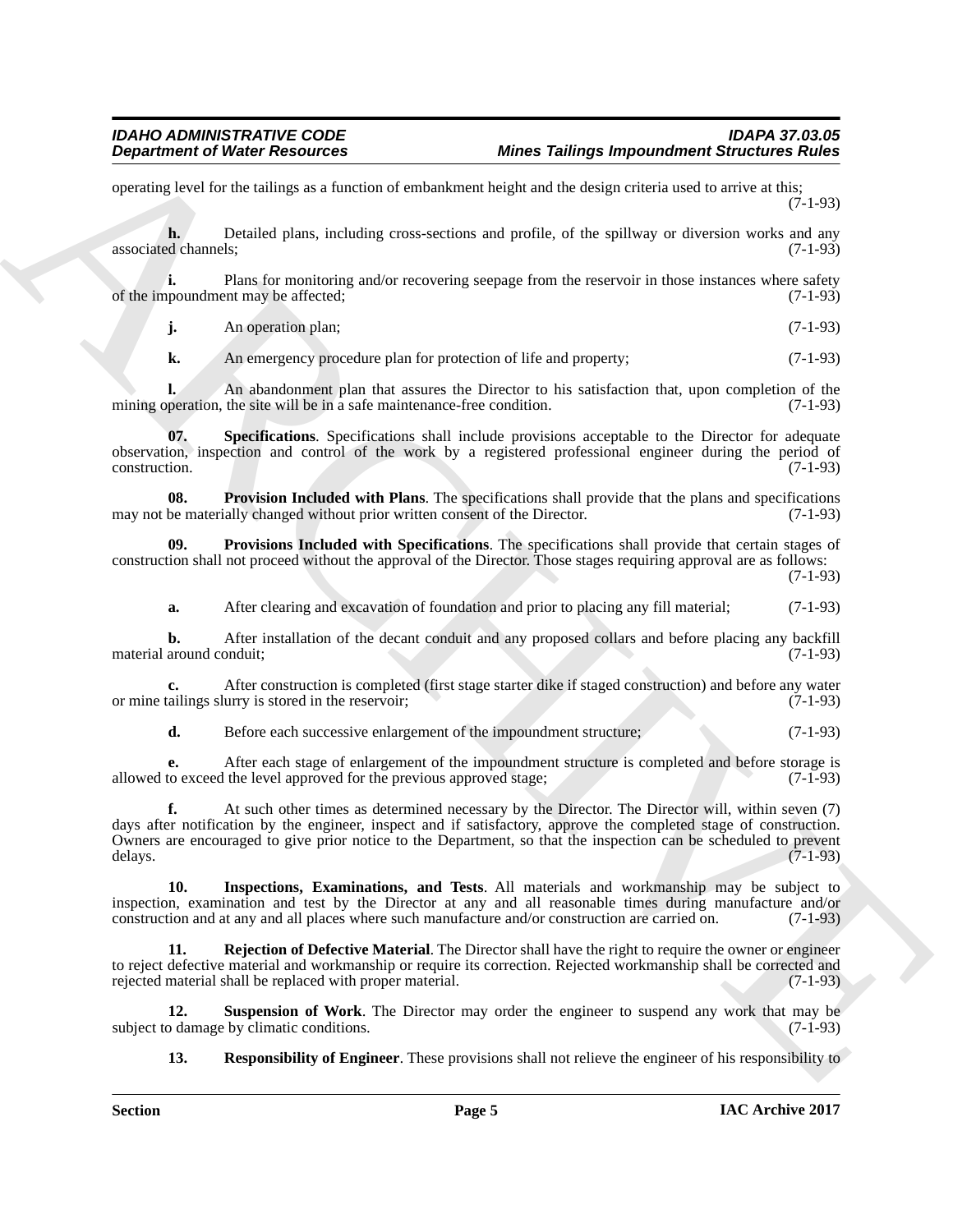operating level for the tailings as a function of embankment height and the design criteria used to arrive at this; (7-1-93)

**h.** Detailed plans, including cross-sections and profile, of the spillway or diversion works and any associated channels; (7-1-93)

**i.** Plans for monitoring and/or recovering seepage from the reservoir in those instances where safety of the impoundment may be affected; (7-1-93)

**j.** An operation plan; (7-1-93)

**k.** An emergency procedure plan for protection of life and property; (7-1-93)

**l.** An abandonment plan that assures the Director to his satisfaction that, upon completion of the mining operation, the site will be in a safe maintenance-free condition. (7-1-93)

**07. Specifications**. Specifications shall include provisions acceptable to the Director for adequate observation, inspection and control of the work by a registered professional engineer during the period of construction. (7-1-93)

**08. Provision Included with Plans**. The specifications shall provide that the plans and specifications may not be materially changed without prior written consent of the Director. (7-1-93)

**09. Provisions Included with Specifications**. The specifications shall provide that certain stages of construction shall not proceed without the approval of the Director. Those stages requiring approval are as follows: (7-1-93)

**a.** After clearing and excavation of foundation and prior to placing any fill material; (7-1-93)

**b.** After installation of the decant conduit and any proposed collars and before placing any backfill material around conduit; (7-1-93)

**c.** After construction is completed (first stage starter dike if staged construction) and before any water or mine tailings slurry is stored in the reservoir; (7-1-93)

**d.** Before each successive enlargement of the impoundment structure; (7-1-93)

**e.** After each stage of enlargement of the impoundment structure is completed and before storage is allowed to exceed the level approved for the previous approved stage; (7-1-93)

**f.** At such other times as determined necessary by the Director. The Director will, within seven (7) days after notification by the engineer, inspect and if satisfactory, approve the completed stage of construction. Owners are encouraged to give prior notice to the Department, so that the inspection can be scheduled to prevent delays. (7-1-93)

**10. Inspections, Examinations, and Tests**. All materials and workmanship may be subject to inspection, examination and test by the Director at any and all reasonable times during manufacture and/or construction and at any and all places where such manufacture and/or construction are carried on. (7-1-93)

**11. Rejection of Defective Material**. The Director shall have the right to require the owner or engineer to reject defective material and workmanship or require its correction. Rejected workmanship shall be corrected and rejected material shall be replaced with proper material. (7-1-93)

**12. Suspension of Work**. The Director may order the engineer to suspend any work that may be subject to damage by climatic conditions. (7-1-93)

**13. Responsibility of Engineer**. These provisions shall not relieve the engineer of his responsibility to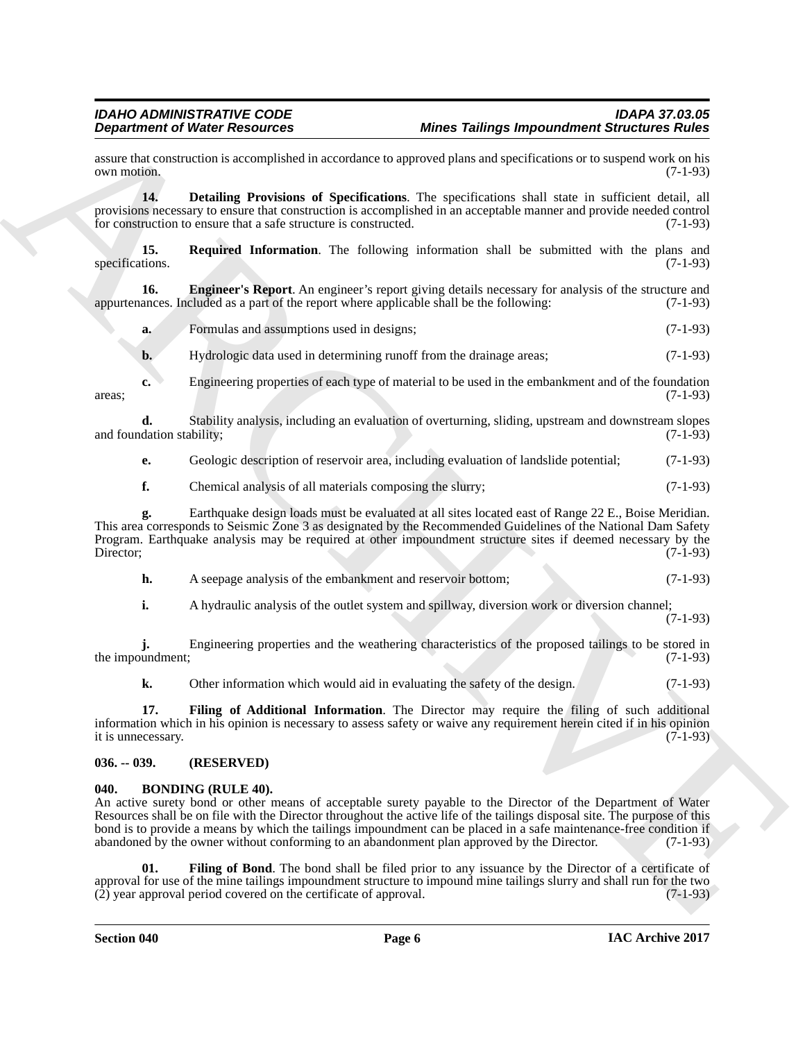assure that construction is accomplished in accordance to approved plans and specifications or to suspend work on his own motion. (7-1-93)

**14. Detailing Provisions of Specifications**. The specifications shall state in sufficient detail, all provisions necessary to ensure that construction is accomplished in an acceptable manner and provide needed control for construction to ensure that a safe structure is constructed. (7-1-93)

**15. Required Information**. The following information shall be submitted with the plans and specifications. (7-1-93)

**16. Engineer's Report**. An engineer's report giving details necessary for analysis of the structure and appurtenances. Included as a part of the report where applicable shall be the following: (7-1-93)

**a.** Formulas and assumptions used in designs; (7-1-93)

**b.** Hydrologic data used in determining runoff from the drainage areas; (7-1-93)

**c.** Engineering properties of each type of material to be used in the embankment and of the foundation areas; (7-1-93)

**d.** Stability analysis, including an evaluation of overturning, sliding, upstream and downstream slopes and foundation stability; (7-1-93)

**e.** Geologic description of reservoir area, including evaluation of landslide potential; (7-1-93)

**f.** Chemical analysis of all materials composing the slurry; (7-1-93)

**g.** Earthquake design loads must be evaluated at all sites located east of Range 22 E., Boise Meridian. This area corresponds to Seismic Zone 3 as designated by the Recommended Guidelines of the National Dam Safety Program. Earthquake analysis may be required at other impoundment structure sites if deemed necessary by the Director; (7-1-93)

**h.** A seepage analysis of the embankment and reservoir bottom; (7-1-93)

**i.** A hydraulic analysis of the outlet system and spillway, diversion work or diversion channel; (7-1-93)

**j.** Engineering properties and the weathering characteristics of the proposed tailings to be stored in the impoundment; (7-1-93)

**k.** Other information which would aid in evaluating the safety of the design. (7-1-93)

**17. Filing of Additional Information**. The Director may require the filing of such additional information which in his opinion is necessary to assess safety or waive any requirement herein cited if in his opinion it is unnecessary. (7-1-93)

## 036. -- 039. (RESERVED)

## 040. BONDING (RULE 40).

An active surety bond or other means of acceptable surety payable to the Director of the Department of Water Resources shall be on file with the Director throughout the active life of the tailings disposal site. The purpose of this bond is to provide a means by which the tailings impoundment can be placed in a safe maintenance-free condition if abandoned by the owner without conforming to an abandonment plan approved by the Director. (7-1-93)

**01. Filing of Bond**. The bond shall be filed prior to any issuance by the Director of a certificate of approval for use of the mine tailings impoundment structure to impound mine tailings slurry and shall run for the two (2) year approval period covered on the certificate of approval. (7-1-93)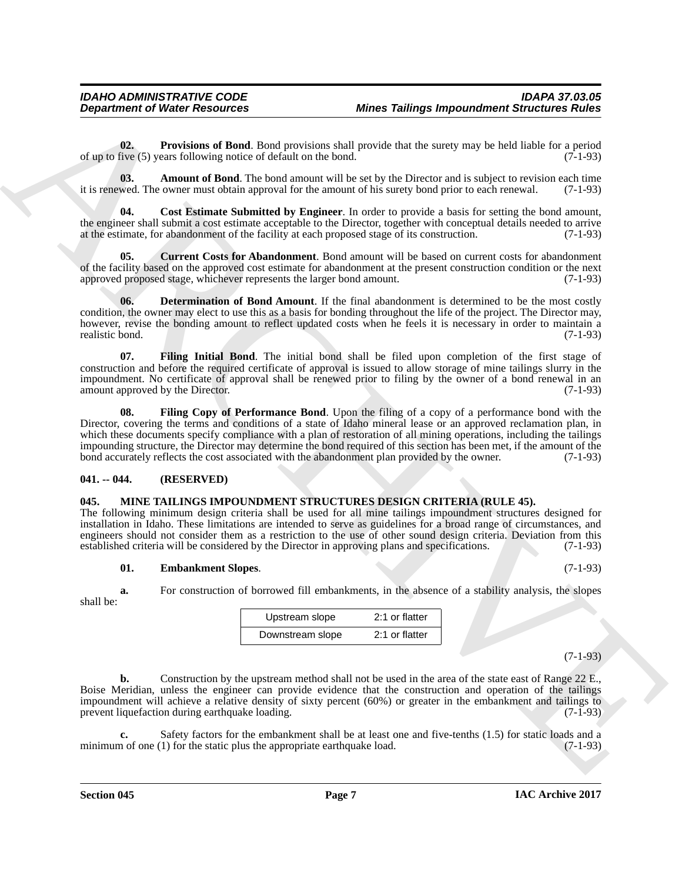**02. Provisions of Bond**. Bond provisions shall provide that the surety may be held liable for a period of up to five (5) years following notice of default on the bond. (7-1-93)

**03. Amount of Bond**. The bond amount will be set by the Director and is subject to revision each time it is renewed. The owner must obtain approval for the amount of his surety bond prior to each renewal. (7-1-93)

**04. Cost Estimate Submitted by Engineer**. In order to provide a basis for setting the bond amount, the engineer shall submit a cost estimate acceptable to the Director, together with conceptual details needed to arrive at the estimate, for abandonment of the facility at each proposed stage of its construction. (7-1-93)

**05. Current Costs for Abandonment**. Bond amount will be based on current costs for abandonment of the facility based on the approved cost estimate for abandonment at the present construction condition or the next approved proposed stage, whichever represents the larger bond amount. (7-1-93)

**06. Determination of Bond Amount**. If the final abandonment is determined to be the most costly condition, the owner may elect to use this as a basis for bonding throughout the life of the project. The Director may, however, revise the bonding amount to reflect updated costs when he feels it is necessary in order to maintain a realistic bond. (7-1-93)

**07. Filing Initial Bond**. The initial bond shall be filed upon completion of the first stage of construction and before the required certificate of approval is issued to allow storage of mine tailings slurry in the impoundment. No certificate of approval shall be renewed prior to filing by the owner of a bond renewal in an amount approved by the Director. (7-1-93)

**08. Filing Copy of Performance Bond**. Upon the filing of a copy of a performance bond with the Director, covering the terms and conditions of a state of Idaho mineral lease or an approved reclamation plan, in which these documents specify compliance with a plan of restoration of all mining operations, including the tailings impounding structure, the Director may determine the bond required of this section has been met, if the amount of the bond accurately reflects the cost associated with the abandonment plan provided by the owner. (7-1-93)

### 041. -- 044. (RESERVED)

### 045. MINE TAILINGS IMPOUNDMENT STRUCTURES DESIGN CRITERIA (RULE 45).

The following minimum design criteria shall be used for all mine tailings impoundment structures designed for installation in Idaho. These limitations are intended to serve as guidelines for a broad range of circumstances, and engineers should not consider them as a restriction to the use of other sound design criteria. Deviation from this established criteria will be considered by the Director in approving plans and specifications. (7-1-93)

**01. Embankment Slopes**. (7-1-93)

**a.** For construction of borrowed fill embankments, in the absence of a stability analysis, the slopes shall be:

| Upstream slope | 2:1 or flatter |
|---|---|
| Downstream slope | 2:1 or flatter |

(7-1-93)

**b.** Construction by the upstream method shall not be used in the area of the state east of Range 22 E., Boise Meridian, unless the engineer can provide evidence that the construction and operation of the tailings impoundment will achieve a relative density of sixty percent (60%) or greater in the embankment and tailings to prevent liquefaction during earthquake loading. (7-1-93)

**c.** Safety factors for the embankment shall be at least one and five-tenths (1.5) for static loads and a minimum of one (1) for the static plus the appropriate earthquake load. (7-1-93)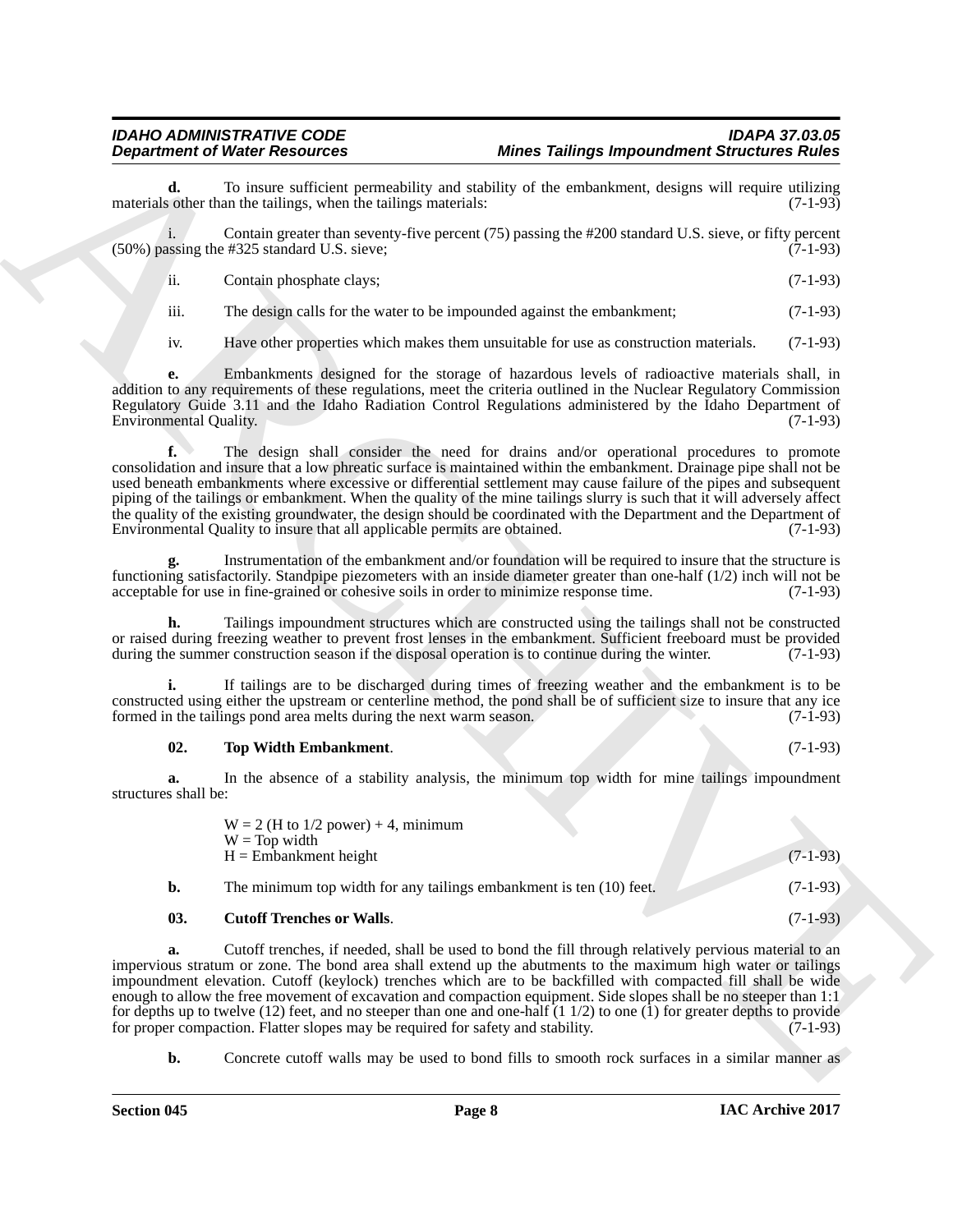**d.** To insure sufficient permeability and stability of the embankment, designs will require utilizing materials other than the tailings, when the tailings materials: (7-1-93)

i. Contain greater than seventy-five percent (75) passing the #200 standard U.S. sieve, or fifty percent (50%) passing the #325 standard U.S. sieve; (7-1-93)

ii. Contain phosphate clays; (7-1-93)

iii. The design calls for the water to be impounded against the embankment; (7-1-93)

iv. Have other properties which makes them unsuitable for use as construction materials. (7-1-93)

**e.** Embankments designed for the storage of hazardous levels of radioactive materials shall, in addition to any requirements of these regulations, meet the criteria outlined in the Nuclear Regulatory Commission Regulatory Guide 3.11 and the Idaho Radiation Control Regulations administered by the Idaho Department of Environmental Quality. (7-1-93)

**f.** The design shall consider the need for drains and/or operational procedures to promote consolidation and insure that a low phreatic surface is maintained within the embankment. Drainage pipe shall not be used beneath embankments where excessive or differential settlement may cause failure of the pipes and subsequent piping of the tailings or embankment. When the quality of the mine tailings slurry is such that it will adversely affect the quality of the existing groundwater, the design should be coordinated with the Department and the Department of Environmental Quality to insure that all applicable permits are obtained. (7-1-93)

**g.** Instrumentation of the embankment and/or foundation will be required to insure that the structure is functioning satisfactorily. Standpipe piezometers with an inside diameter greater than one-half (1/2) inch will not be acceptable for use in fine-grained or cohesive soils in order to minimize response time. (7-1-93)

**h.** Tailings impoundment structures which are constructed using the tailings shall not be constructed or raised during freezing weather to prevent frost lenses in the embankment. Sufficient freeboard must be provided during the summer construction season if the disposal operation is to continue during the winter. (7-1-93)

**i.** If tailings are to be discharged during times of freezing weather and the embankment is to be constructed using either the upstream or centerline method, the pond shall be of sufficient size to insure that any ice formed in the tailings pond area melts during the next warm season. (7-1-93)

**02. Top Width Embankment**. (7-1-93)

**a.** In the absence of a stability analysis, the minimum top width for mine tailings impoundment structures shall be:

W = 2 (H to 1/2 power) + 4, minimum
W = Top width
H = Embankment height (7-1-93)

**b.** The minimum top width for any tailings embankment is ten (10) feet. (7-1-93)

**03. Cutoff Trenches or Walls**. (7-1-93)

**a.** Cutoff trenches, if needed, shall be used to bond the fill through relatively pervious material to an impervious stratum or zone. The bond area shall extend up the abutments to the maximum high water or tailings impoundment elevation. Cutoff (keylock) trenches which are to be backfilled with compacted fill shall be wide enough to allow the free movement of excavation and compaction equipment. Side slopes shall be no steeper than 1:1 for depths up to twelve (12) feet, and no steeper than one and one-half (1 1/2) to one (1) for greater depths to provide for proper compaction. Flatter slopes may be required for safety and stability. (7-1-93)

**b.** Concrete cutoff walls may be used to bond fills to smooth rock surfaces in a similar manner as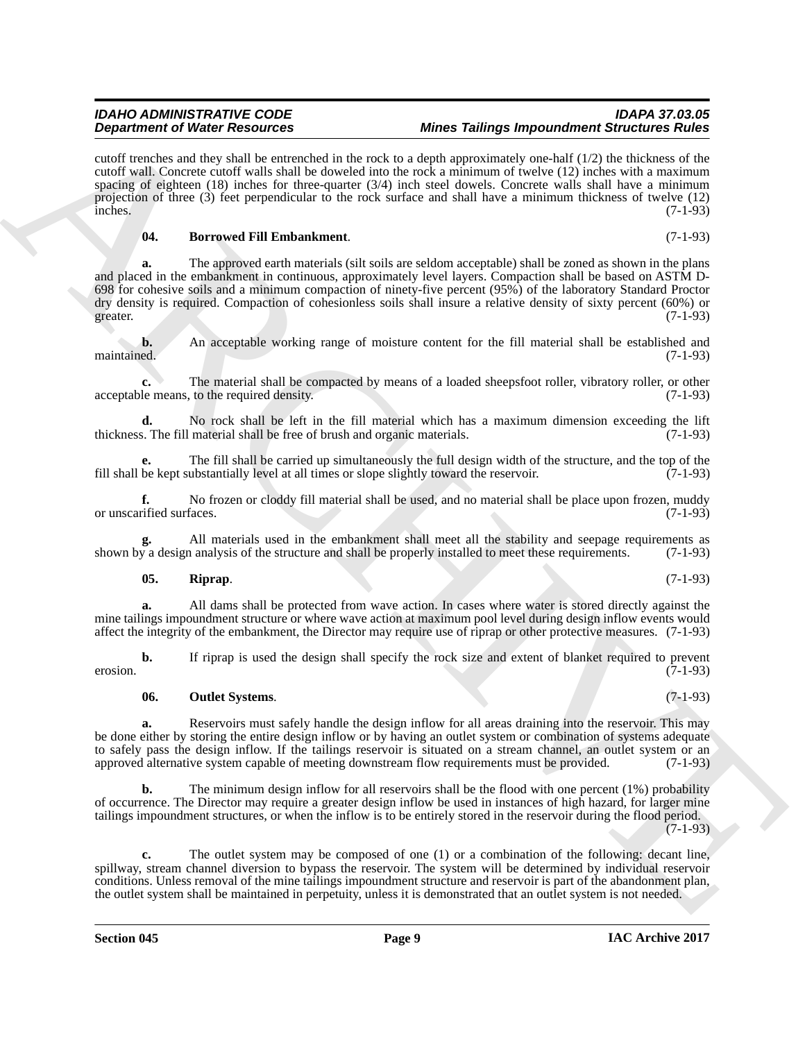cutoff trenches and they shall be entrenched in the rock to a depth approximately one-half (1/2) the thickness of the cutoff wall. Concrete cutoff walls shall be doweled into the rock a minimum of twelve (12) inches with a maximum spacing of eighteen (18) inches for three-quarter (3/4) inch steel dowels. Concrete walls shall have a minimum projection of three (3) feet perpendicular to the rock surface and shall have a minimum thickness of twelve (12) inches. (7-1-93)

**04. Borrowed Fill Embankment**. (7-1-93)

**a.** The approved earth materials (silt soils are seldom acceptable) shall be zoned as shown in the plans and placed in the embankment in continuous, approximately level layers. Compaction shall be based on ASTM D-698 for cohesive soils and a minimum compaction of ninety-five percent (95%) of the laboratory Standard Proctor dry density is required. Compaction of cohesionless soils shall insure a relative density of sixty percent (60%) or greater. (7-1-93)

**b.** An acceptable working range of moisture content for the fill material shall be established and maintained. (7-1-93)

**c.** The material shall be compacted by means of a loaded sheepsfoot roller, vibratory roller, or other acceptable means, to the required density. (7-1-93)

**d.** No rock shall be left in the fill material which has a maximum dimension exceeding the lift thickness. The fill material shall be free of brush and organic materials. (7-1-93)

**e.** The fill shall be carried up simultaneously the full design width of the structure, and the top of the fill shall be kept substantially level at all times or slope slightly toward the reservoir. (7-1-93)

**f.** No frozen or cloddy fill material shall be used, and no material shall be place upon frozen, muddy or unscarified surfaces. (7-1-93)

**g.** All materials used in the embankment shall meet all the stability and seepage requirements as shown by a design analysis of the structure and shall be properly installed to meet these requirements. (7-1-93)

**05. Riprap**. (7-1-93)

**a.** All dams shall be protected from wave action. In cases where water is stored directly against the mine tailings impoundment structure or where wave action at maximum pool level during design inflow events would affect the integrity of the embankment, the Director may require use of riprap or other protective measures. (7-1-93)

**b.** If riprap is used the design shall specify the rock size and extent of blanket required to prevent erosion. (7-1-93)

**06. Outlet Systems**. (7-1-93)

**a.** Reservoirs must safely handle the design inflow for all areas draining into the reservoir. This may be done either by storing the entire design inflow or by having an outlet system or combination of systems adequate to safely pass the design inflow. If the tailings reservoir is situated on a stream channel, an outlet system or an approved alternative system capable of meeting downstream flow requirements must be provided. (7-1-93)

**b.** The minimum design inflow for all reservoirs shall be the flood with one percent (1%) probability of occurrence. The Director may require a greater design inflow be used in instances of high hazard, for larger mine tailings impoundment structures, or when the inflow is to be entirely stored in the reservoir during the flood period. (7-1-93)

**c.** The outlet system may be composed of one (1) or a combination of the following: decant line, spillway, stream channel diversion to bypass the reservoir. The system will be determined by individual reservoir conditions. Unless removal of the mine tailings impoundment structure and reservoir is part of the abandonment plan, the outlet system shall be maintained in perpetuity, unless it is demonstrated that an outlet system is not needed.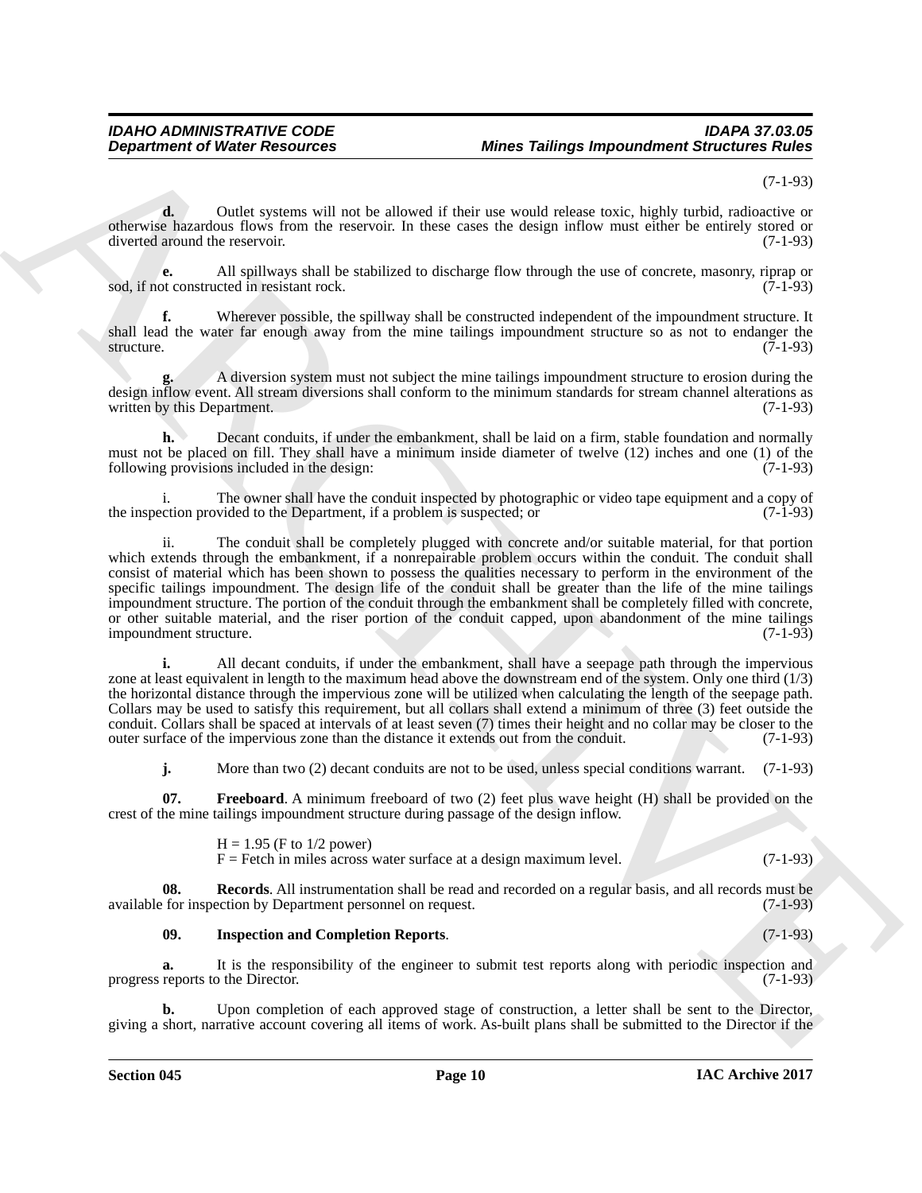(7-1-93)

**d.** Outlet systems will not be allowed if their use would release toxic, highly turbid, radioactive or otherwise hazardous flows from the reservoir. In these cases the design inflow must either be entirely stored or diverted around the reservoir. (7-1-93)

**e.** All spillways shall be stabilized to discharge flow through the use of concrete, masonry, riprap or sod, if not constructed in resistant rock. (7-1-93)

**f.** Wherever possible, the spillway shall be constructed independent of the impoundment structure. It shall lead the water far enough away from the mine tailings impoundment structure so as not to endanger the structure. (7-1-93)

**g.** A diversion system must not subject the mine tailings impoundment structure to erosion during the design inflow event. All stream diversions shall conform to the minimum standards for stream channel alterations as written by this Department. (7-1-93)

**h.** Decant conduits, if under the embankment, shall be laid on a firm, stable foundation and normally must not be placed on fill. They shall have a minimum inside diameter of twelve (12) inches and one (1) of the following provisions included in the design: (7-1-93)

i. The owner shall have the conduit inspected by photographic or video tape equipment and a copy of the inspection provided to the Department, if a problem is suspected; or (7-1-93)

ii. The conduit shall be completely plugged with concrete and/or suitable material, for that portion which extends through the embankment, if a nonrepairable problem occurs within the conduit. The conduit shall consist of material which has been shown to possess the qualities necessary to perform in the environment of the specific tailings impoundment. The design life of the conduit shall be greater than the life of the mine tailings impoundment structure. The portion of the conduit through the embankment shall be completely filled with concrete, or other suitable material, and the riser portion of the conduit capped, upon abandonment of the mine tailings impoundment structure. (7-1-93)

**i.** All decant conduits, if under the embankment, shall have a seepage path through the impervious zone at least equivalent in length to the maximum head above the downstream end of the system. Only one third (1/3) the horizontal distance through the impervious zone will be utilized when calculating the length of the seepage path. Collars may be used to satisfy this requirement, but all collars shall extend a minimum of three (3) feet outside the conduit. Collars shall be spaced at intervals of at least seven (7) times their height and no collar may be closer to the outer surface of the impervious zone than the distance it extends out from the conduit. (7-1-93)

**j.** More than two (2) decant conduits are not to be used, unless special conditions warrant. (7-1-93)

**07. Freeboard**. A minimum freeboard of two (2) feet plus wave height (H) shall be provided on the crest of the mine tailings impoundment structure during passage of the design inflow.

H = 1.95 (F to 1/2 power)
F = Fetch in miles across water surface at a design maximum level. (7-1-93)

**08. Records**. All instrumentation shall be read and recorded on a regular basis, and all records must be available for inspection by Department personnel on request. (7-1-93)

**09. Inspection and Completion Reports**. (7-1-93)

**a.** It is the responsibility of the engineer to submit test reports along with periodic inspection and progress reports to the Director. (7-1-93)

**b.** Upon completion of each approved stage of construction, a letter shall be sent to the Director, giving a short, narrative account covering all items of work. As-built plans shall be submitted to the Director if the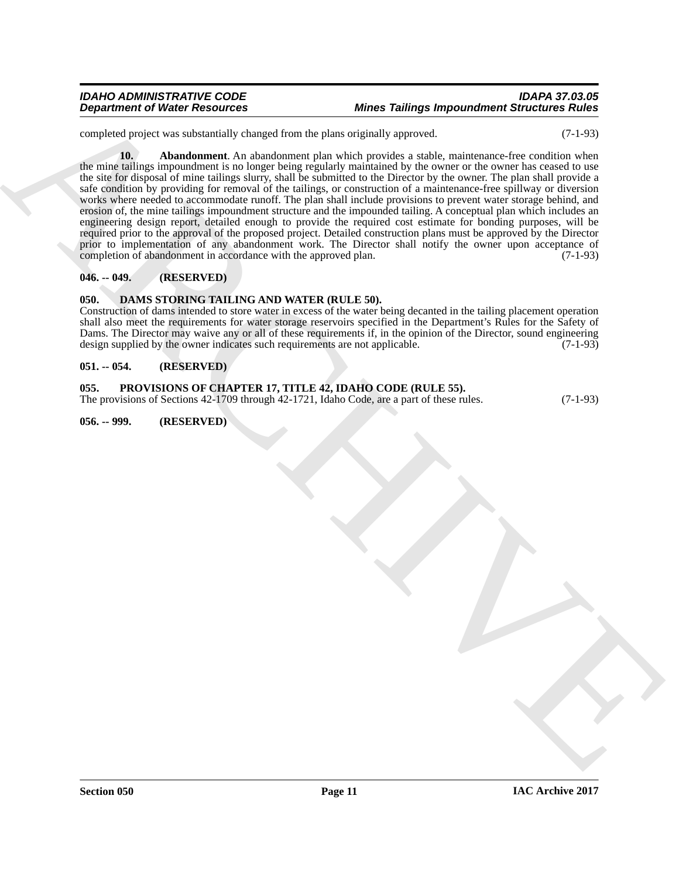completed project was substantially changed from the plans originally approved. (7-1-93)

**10. Abandonment**. An abandonment plan which provides a stable, maintenance-free condition when the mine tailings impoundment is no longer being regularly maintained by the owner or the owner has ceased to use the site for disposal of mine tailings slurry, shall be submitted to the Director by the owner. The plan shall provide a safe condition by providing for removal of the tailings, or construction of a maintenance-free spillway or diversion works where needed to accommodate runoff. The plan shall include provisions to prevent water storage behind, and erosion of, the mine tailings impoundment structure and the impounded tailing. A conceptual plan which includes an engineering design report, detailed enough to provide the required cost estimate for bonding purposes, will be required prior to the approval of the proposed project. Detailed construction plans must be approved by the Director prior to implementation of any abandonment work. The Director shall notify the owner upon acceptance of completion of abandonment in accordance with the approved plan. (7-1-93)

## 046. -- 049. (RESERVED)

## 050. DAMS STORING TAILING AND WATER (RULE 50).

Construction of dams intended to store water in excess of the water being decanted in the tailing placement operation shall also meet the requirements for water storage reservoirs specified in the Department's Rules for the Safety of Dams. The Director may waive any or all of these requirements if, in the opinion of the Director, sound engineering design supplied by the owner indicates such requirements are not applicable. (7-1-93)

## 051. -- 054. (RESERVED)

## 055. PROVISIONS OF CHAPTER 17, TITLE 42, IDAHO CODE (RULE 55).

The provisions of Sections 42-1709 through 42-1721, Idaho Code, are a part of these rules. (7-1-93)

## 056. -- 999. (RESERVED)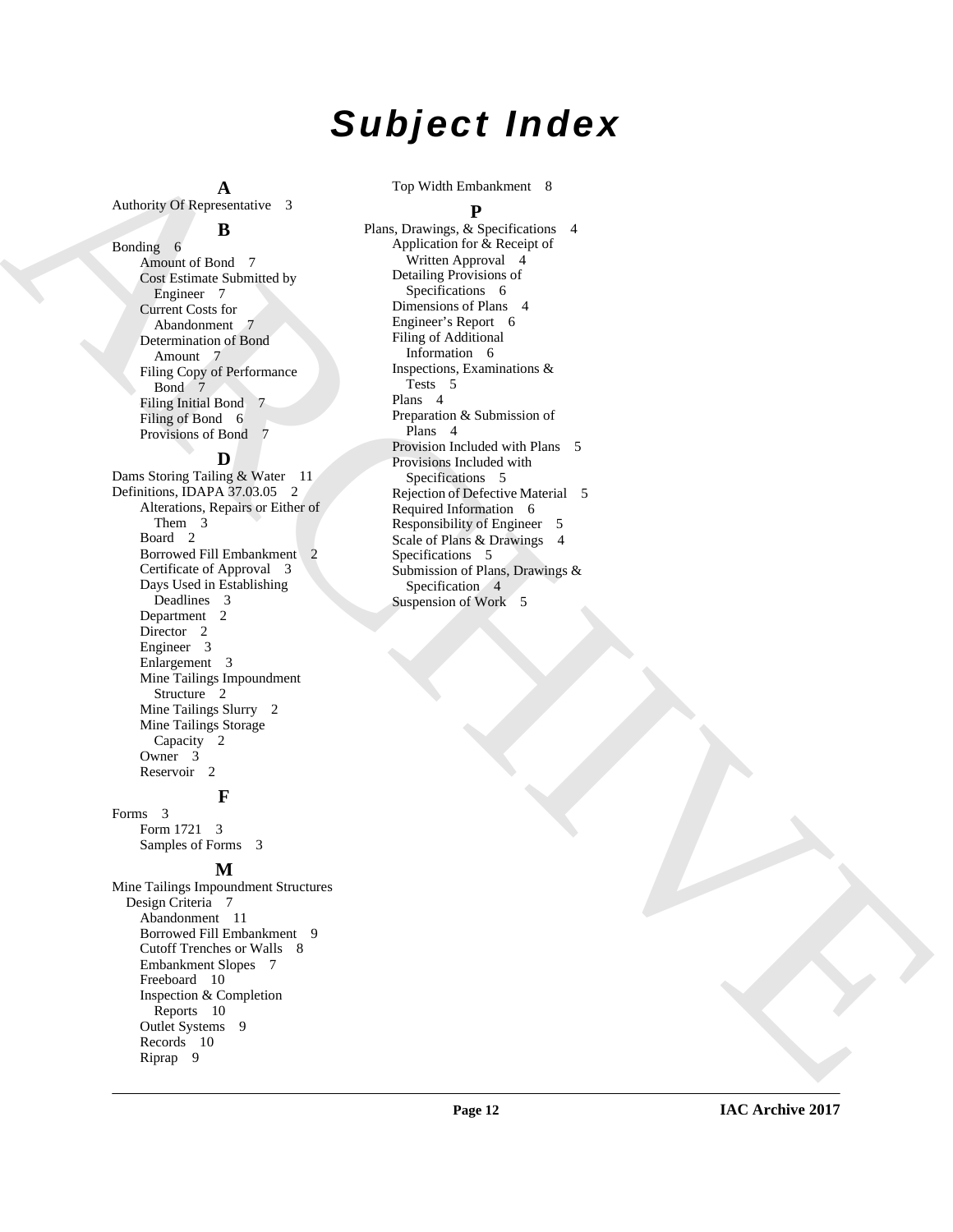# *Subject Index*

**A**

Authority Of Representative 3

**B**

Bonding 6
- Amount of Bond 7
- Cost Estimate Submitted by Engineer 7
- Current Costs for Abandonment 7
- Determination of Bond Amount 7
- Filing Copy of Performance Bond 7
- Filing Initial Bond 7
- Filing of Bond 6
- Provisions of Bond 7

**D**

Dams Storing Tailing & Water 11

Definitions, IDAPA 37.03.05 2
- Alterations, Repairs or Either of Them 3
- Board 2
- Borrowed Fill Embankment 2
- Certificate of Approval 3
- Days Used in Establishing Deadlines 3
- Department 2
- Director 2
- Engineer 3
- Enlargement 3
- Mine Tailings Impoundment Structure 2
- Mine Tailings Slurry 2
- Mine Tailings Storage Capacity 2
- Owner 3
- Reservoir 2

**F**

Forms 3
- Form 1721 3
- Samples of Forms 3

**M**

Mine Tailings Impoundment Structures Design Criteria 7
- Abandonment 11
- Borrowed Fill Embankment 9
- Cutoff Trenches or Walls 8
- Embankment Slopes 7
- Freeboard 10
- Inspection & Completion Reports 10
- Outlet Systems 9
- Records 10
- Riprap 9
- Top Width Embankment 8

**P**

Plans, Drawings, & Specifications 4
- Application for & Receipt of Written Approval 4
- Detailing Provisions of Specifications 6
- Dimensions of Plans 4
- Engineer's Report 6
- Filing of Additional Information 6
- Inspections, Examinations & Tests 5
- Plans 4
- Preparation & Submission of Plans 4
- Provision Included with Plans 5
- Provisions Included with Specifications 5
- Rejection of Defective Material 5
- Required Information 6
- Responsibility of Engineer 5
- Scale of Plans & Drawings 4
- Specifications 5
- Submission of Plans, Drawings & Specification 4
- Suspension of Work 5